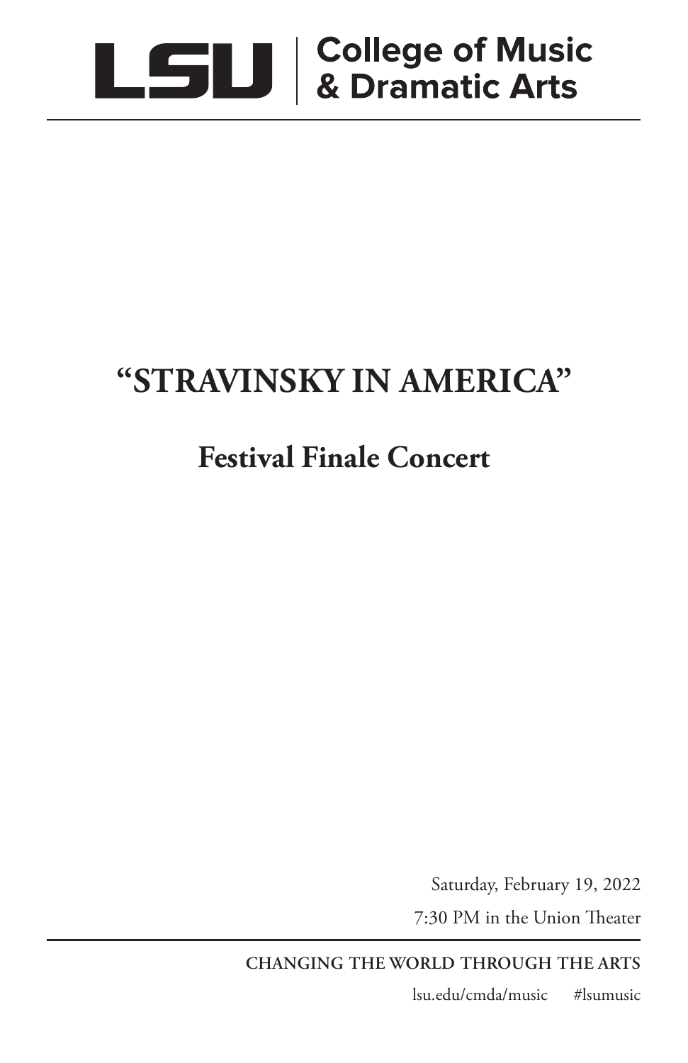LSU | College of Music & Dramatic Arts

# "STRAVINSKY IN AMERICA"

## Festival Finale Concert

Saturday, February 19, 2022

7:30 PM in the Union Theater

**CHANGING THE WORLD THROUGH THE ARTS**

lsu.edu/cmda/music #lsumusic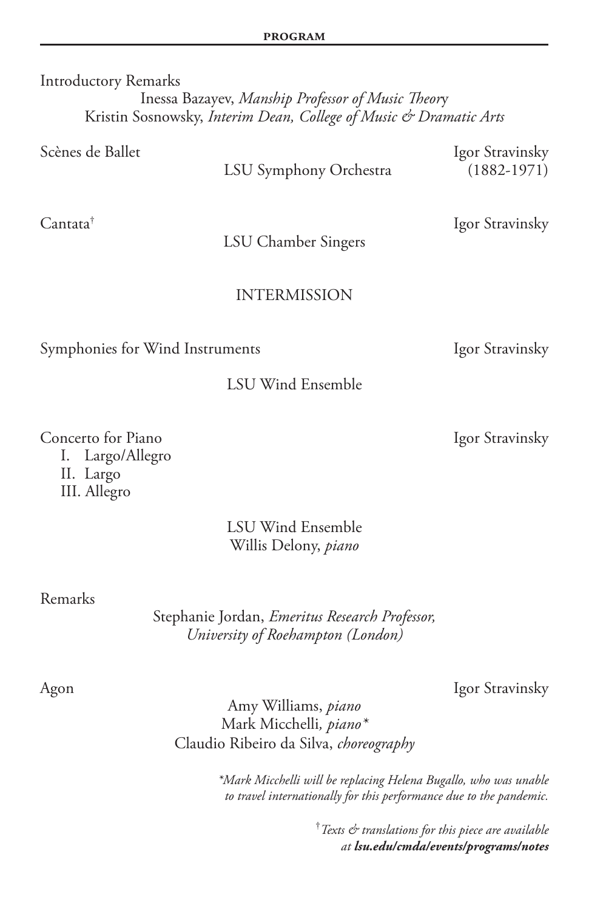## PROGRAM

Introductory Remarks

Inessa Bazayev, *Manship Professor of Music Theory*
Kristin Sosnowsky, *Interim Dean, College of Music & Dramatic Arts*

Scènes de Ballet — Igor Stravinsky (1882-1971)

LSU Symphony Orchestra

Cantata† — Igor Stravinsky

LSU Chamber Singers

INTERMISSION

Symphonies for Wind Instruments — Igor Stravinsky

LSU Wind Ensemble

Concerto for Piano — Igor Stravinsky

I. Largo/Allegro
II. Largo
III. Allegro

LSU Wind Ensemble
Willis Delony, *piano*

Remarks

Stephanie Jordan, *Emeritus Research Professor, University of Roehampton (London)*

Agon — Igor Stravinsky

Amy Williams, *piano*
Mark Micchelli, *piano**
Claudio Ribeiro da Silva, *choreography*

*\*Mark Micchelli will be replacing Helena Bugallo, who was unable to travel internationally for this performance due to the pandemic.*

*† Texts & translations for this piece are available at* ***lsu.edu/cmda/events/programs/notes***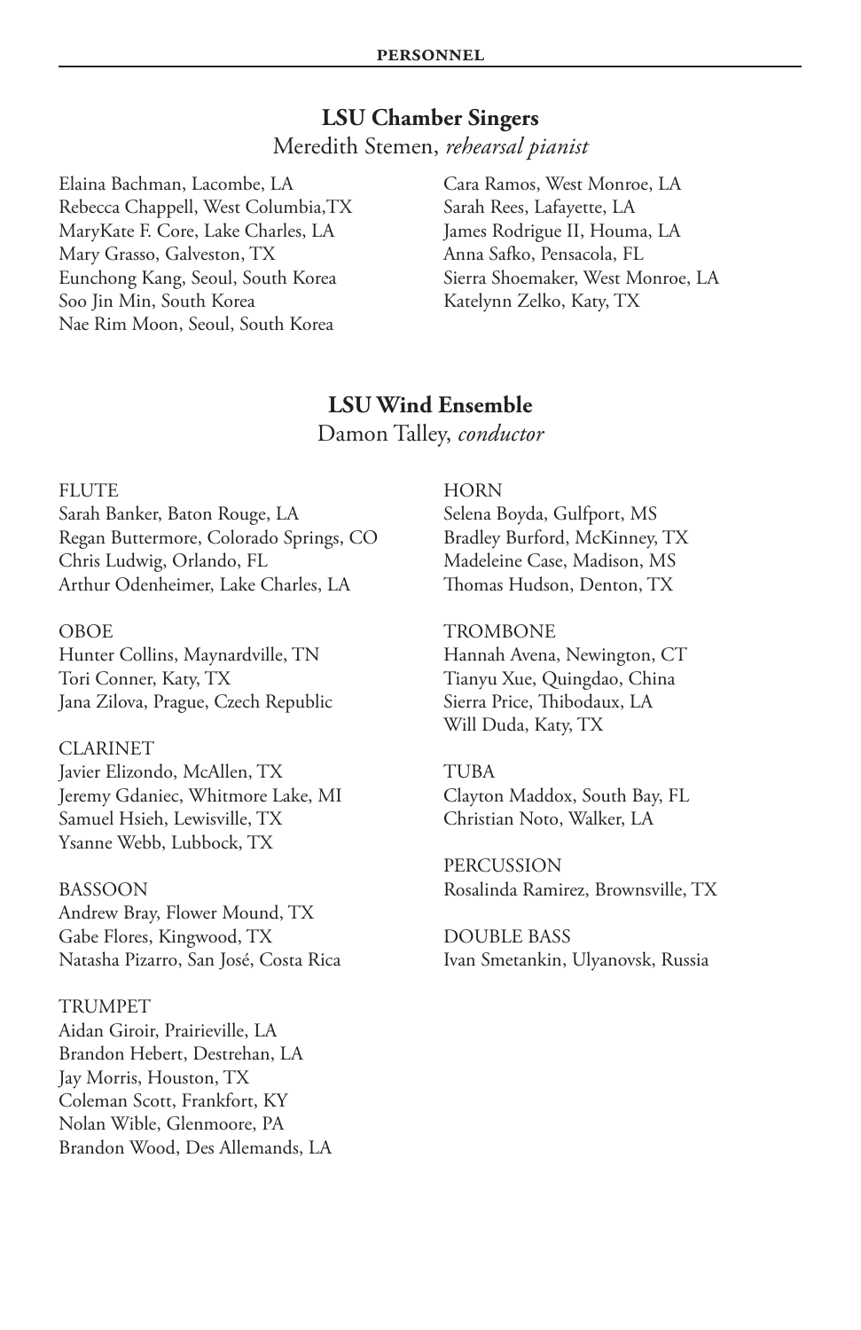## LSU Chamber Singers

Meredith Stemen, *rehearsal pianist*

Elaina Bachman, Lacombe, LA
Rebecca Chappell, West Columbia,TX
MaryKate F. Core, Lake Charles, LA
Mary Grasso, Galveston, TX
Eunchong Kang, Seoul, South Korea
Soo Jin Min, South Korea
Nae Rim Moon, Seoul, South Korea
Cara Ramos, West Monroe, LA
Sarah Rees, Lafayette, LA
James Rodrigue II, Houma, LA
Anna Safko, Pensacola, FL
Sierra Shoemaker, West Monroe, LA
Katelynn Zelko, Katy, TX

## LSU Wind Ensemble

Damon Talley, *conductor*

FLUTE
Sarah Banker, Baton Rouge, LA
Regan Buttermore, Colorado Springs, CO
Chris Ludwig, Orlando, FL
Arthur Odenheimer, Lake Charles, LA

OBOE
Hunter Collins, Maynardville, TN
Tori Conner, Katy, TX
Jana Zilova, Prague, Czech Republic

CLARINET
Javier Elizondo, McAllen, TX
Jeremy Gdaniec, Whitmore Lake, MI
Samuel Hsieh, Lewisville, TX
Ysanne Webb, Lubbock, TX

BASSOON
Andrew Bray, Flower Mound, TX
Gabe Flores, Kingwood, TX
Natasha Pizarro, San José, Costa Rica

TRUMPET
Aidan Giroir, Prairieville, LA
Brandon Hebert, Destrehan, LA
Jay Morris, Houston, TX
Coleman Scott, Frankfort, KY
Nolan Wible, Glenmoore, PA
Brandon Wood, Des Allemands, LA

HORN
Selena Boyda, Gulfport, MS
Bradley Burford, McKinney, TX
Madeleine Case, Madison, MS
Thomas Hudson, Denton, TX

TROMBONE
Hannah Avena, Newington, CT
Tianyu Xue, Quingdao, China
Sierra Price, Thibodaux, LA
Will Duda, Katy, TX

TUBA
Clayton Maddox, South Bay, FL
Christian Noto, Walker, LA

PERCUSSION
Rosalinda Ramirez, Brownsville, TX

DOUBLE BASS
Ivan Smetankin, Ulyanovsk, Russia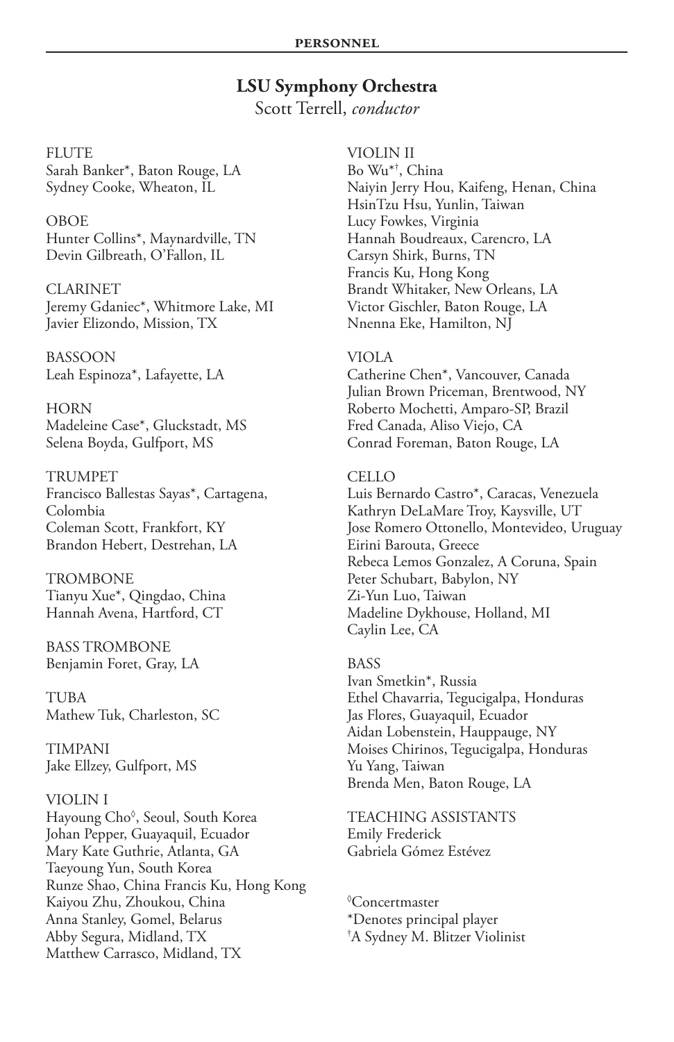## LSU Symphony Orchestra

Scott Terrell, *conductor*

FLUTE
Sarah Banker*, Baton Rouge, LA
Sydney Cooke, Wheaton, IL

OBOE
Hunter Collins*, Maynardville, TN
Devin Gilbreath, O'Fallon, IL

CLARINET
Jeremy Gdaniec*, Whitmore Lake, MI
Javier Elizondo, Mission, TX

BASSOON
Leah Espinoza*, Lafayette, LA

HORN
Madeleine Case*, Gluckstadt, MS
Selena Boyda, Gulfport, MS

TRUMPET
Francisco Ballestas Sayas*, Cartagena, Colombia
Coleman Scott, Frankfort, KY
Brandon Hebert, Destrehan, LA

TROMBONE
Tianyu Xue*, Qingdao, China
Hannah Avena, Hartford, CT

BASS TROMBONE
Benjamin Foret, Gray, LA

TUBA
Mathew Tuk, Charleston, SC

TIMPANI
Jake Ellzey, Gulfport, MS

VIOLIN I
Hayoung Cho◊, Seoul, South Korea
Johan Pepper, Guayaquil, Ecuador
Mary Kate Guthrie, Atlanta, GA
Taeyoung Yun, South Korea
Runze Shao, China Francis Ku, Hong Kong
Kaiyou Zhu, Zhoukou, China
Anna Stanley, Gomel, Belarus
Abby Segura, Midland, TX
Matthew Carrasco, Midland, TX

VIOLIN II
Bo Wu*†, China
Naiyin Jerry Hou, Kaifeng, Henan, China
HsinTzu Hsu, Yunlin, Taiwan
Lucy Fowkes, Virginia
Hannah Boudreaux, Carencro, LA
Carsyn Shirk, Burns, TN
Francis Ku, Hong Kong
Brandt Whitaker, New Orleans, LA
Victor Gischler, Baton Rouge, LA
Nnenna Eke, Hamilton, NJ

VIOLA
Catherine Chen*, Vancouver, Canada
Julian Brown Priceman, Brentwood, NY
Roberto Mochetti, Amparo-SP, Brazil
Fred Canada, Aliso Viejo, CA
Conrad Foreman, Baton Rouge, LA

CELLO
Luis Bernardo Castro*, Caracas, Venezuela
Kathryn DeLaMare Troy, Kaysville, UT
Jose Romero Ottonello, Montevideo, Uruguay
Eirini Barouta, Greece
Rebeca Lemos Gonzalez, A Coruna, Spain
Peter Schubart, Babylon, NY
Zi-Yun Luo, Taiwan
Madeline Dykhouse, Holland, MI
Caylin Lee, CA

BASS
Ivan Smetkin*, Russia
Ethel Chavarria, Tegucigalpa, Honduras
Jas Flores, Guayaquil, Ecuador
Aidan Lobenstein, Hauppauge, NY
Moises Chirinos, Tegucigalpa, Honduras
Yu Yang, Taiwan
Brenda Men, Baton Rouge, LA

TEACHING ASSISTANTS
Emily Frederick
Gabriela Gómez Estévez

◊Concertmaster
*Denotes principal player
†A Sydney M. Blitzer Violinist